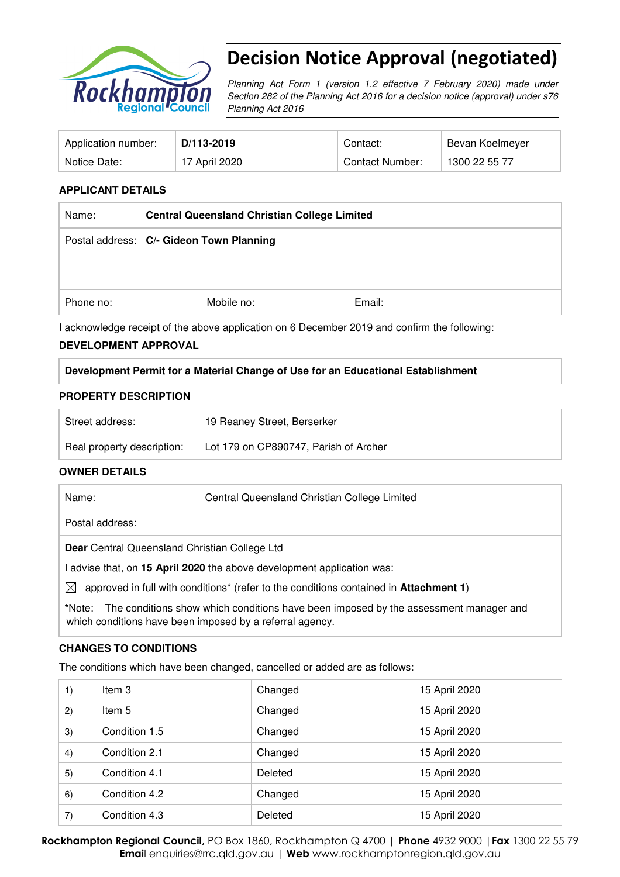# Decision Notice Approval (negotiated)

*Planning Act Form 1 (version 1.2 effective 7 February 2020) made under Section 282 of the Planning Act 2016 for a decision notice (approval) under s76 Planning Act 2016*

| | | | |
|---|---|---|---|
| Application number: | **D/113-2019** | Contact: | Bevan Koelmeyer |
| Notice Date: | 17 April 2020 | Contact Number: | 1300 22 55 77 |

## APPLICANT DETAILS

| | |
|---|---|
| Name: | **Central Queensland Christian College Limited** |
| Postal address: | **C/- Gideon Town Planning** |
| Phone no: Mobile no: Email: | |

I acknowledge receipt of the above application on 6 December 2019 and confirm the following:

## DEVELOPMENT APPROVAL

**Development Permit for a Material Change of Use for an Educational Establishment**

## PROPERTY DESCRIPTION

| | |
|---|---|
| Street address: | 19 Reaney Street, Berserker |
| Real property description: | Lot 179 on CP890747, Parish of Archer |

## OWNER DETAILS

| | |
|---|---|
| Name: | Central Queensland Christian College Limited |
| Postal address: | |

**Dear** Central Queensland Christian College Ltd

I advise that, on **15 April 2020** the above development application was:

☒ approved in full with conditions* (refer to the conditions contained in **Attachment 1**)

*Note: The conditions show which conditions have been imposed by the assessment manager and which conditions have been imposed by a referral agency.

## CHANGES TO CONDITIONS

The conditions which have been changed, cancelled or added are as follows:

| | | | |
|---|---|---|---|
| 1) | Item 3 | Changed | 15 April 2020 |
| 2) | Item 5 | Changed | 15 April 2020 |
| 3) | Condition 1.5 | Changed | 15 April 2020 |
| 4) | Condition 2.1 | Changed | 15 April 2020 |
| 5) | Condition 4.1 | Deleted | 15 April 2020 |
| 6) | Condition 4.2 | Changed | 15 April 2020 |
| 7) | Condition 4.3 | Deleted | 15 April 2020 |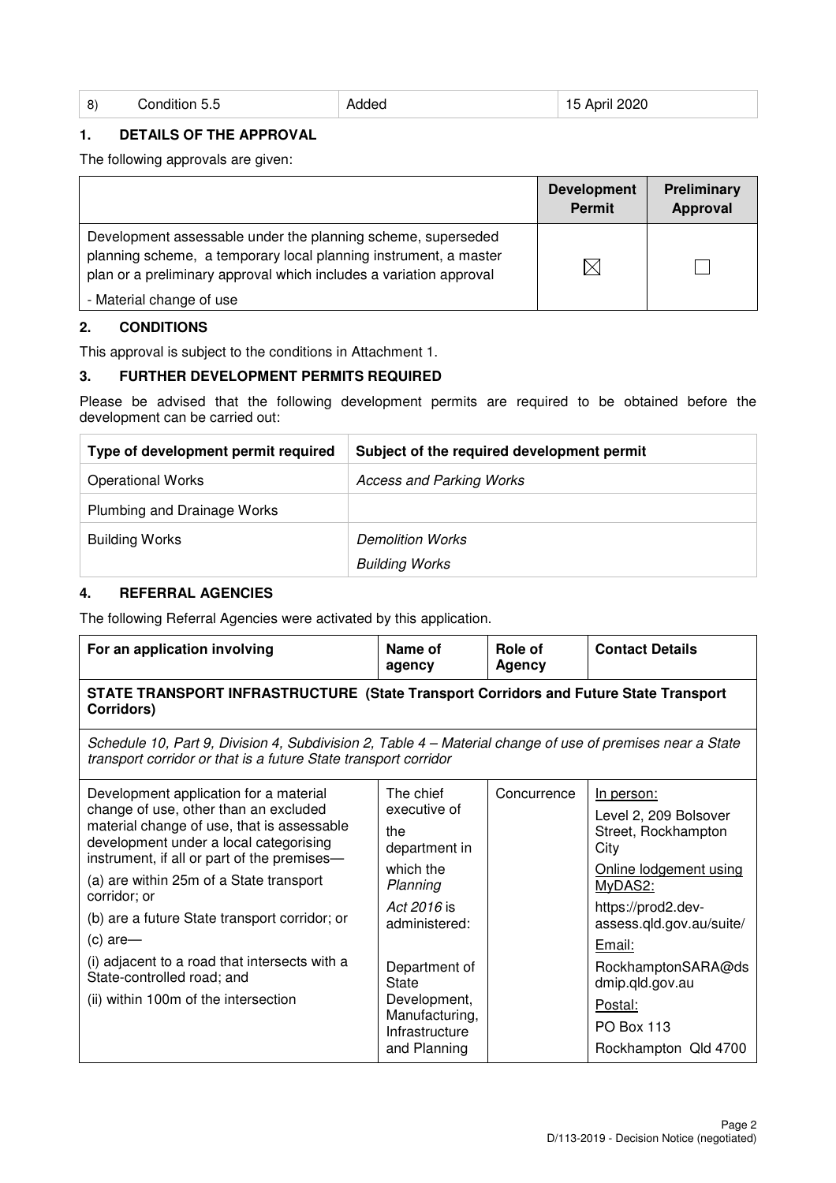| | | | |
|---|---|---|---|
| 8) | Condition 5.5 | Added | 15 April 2020 |

## 1. DETAILS OF THE APPROVAL

The following approvals are given:

| | Development Permit | Preliminary Approval |
|---|---|---|
| Development assessable under the planning scheme, superseded planning scheme, a temporary local planning instrument, a master plan or a preliminary approval which includes a variation approval<br>- Material change of use | ☒ | ☐ |

## 2. CONDITIONS

This approval is subject to the conditions in Attachment 1.

## 3. FURTHER DEVELOPMENT PERMITS REQUIRED

Please be advised that the following development permits are required to be obtained before the development can be carried out:

| Type of development permit required | Subject of the required development permit |
|---|---|
| Operational Works | *Access and Parking Works* |
| Plumbing and Drainage Works | |
| Building Works | *Demolition Works*<br>*Building Works* |

## 4. REFERRAL AGENCIES

The following Referral Agencies were activated by this application.

| For an application involving | Name of agency | Role of Agency | Contact Details |
|---|---|---|---|
| **STATE TRANSPORT INFRASTRUCTURE (State Transport Corridors and Future State Transport Corridors)** | | | |
| *Schedule 10, Part 9, Division 4, Subdivision 2, Table 4 – Material change of use of premises near a State transport corridor or that is a future State transport corridor* | | | |
| Development application for a material change of use, other than an excluded material change of use, that is assessable development under a local categorising instrument, if all or part of the premises—<br>(a) are within 25m of a State transport corridor; or<br>(b) are a future State transport corridor; or<br>(c) are—<br>(i) adjacent to a road that intersects with a State-controlled road; and<br>(ii) within 100m of the intersection | The chief executive of the department in which the *Planning Act 2016* is administered:<br><br>Department of State Development, Manufacturing, Infrastructure and Planning | Concurrence | In person:<br>Level 2, 209 Bolsover Street, Rockhampton City<br>Online lodgement using MyDAS2:<br>https://prod2.dev-assess.qld.gov.au/suite/<br>Email:<br>RockhamptonSARA@dsdmip.qld.gov.au<br>Postal:<br>PO Box 113<br>Rockhampton Qld 4700 |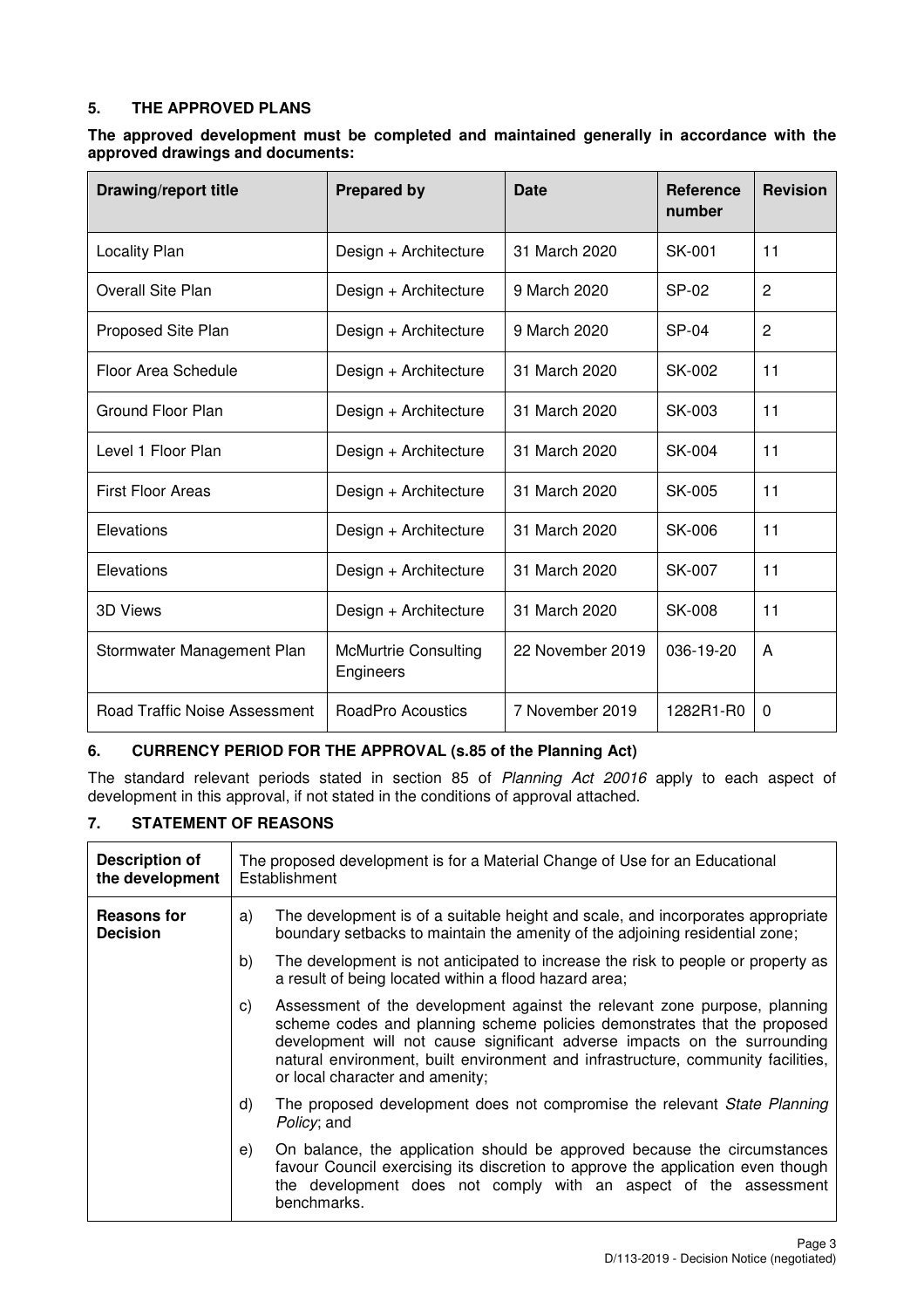## 5. THE APPROVED PLANS

**The approved development must be completed and maintained generally in accordance with the approved drawings and documents:**

| Drawing/report title | Prepared by | Date | Reference number | Revision |
|---|---|---|---|---|
| Locality Plan | Design + Architecture | 31 March 2020 | SK-001 | 11 |
| Overall Site Plan | Design + Architecture | 9 March 2020 | SP-02 | 2 |
| Proposed Site Plan | Design + Architecture | 9 March 2020 | SP-04 | 2 |
| Floor Area Schedule | Design + Architecture | 31 March 2020 | SK-002 | 11 |
| Ground Floor Plan | Design + Architecture | 31 March 2020 | SK-003 | 11 |
| Level 1 Floor Plan | Design + Architecture | 31 March 2020 | SK-004 | 11 |
| First Floor Areas | Design + Architecture | 31 March 2020 | SK-005 | 11 |
| Elevations | Design + Architecture | 31 March 2020 | SK-006 | 11 |
| Elevations | Design + Architecture | 31 March 2020 | SK-007 | 11 |
| 3D Views | Design + Architecture | 31 March 2020 | SK-008 | 11 |
| Stormwater Management Plan | McMurtrie Consulting Engineers | 22 November 2019 | 036-19-20 | A |
| Road Traffic Noise Assessment | RoadPro Acoustics | 7 November 2019 | 1282R1-R0 | 0 |

## 6. CURRENCY PERIOD FOR THE APPROVAL (s.85 of the Planning Act)

The standard relevant periods stated in section 85 of *Planning Act 20016* apply to each aspect of development in this approval, if not stated in the conditions of approval attached.

## 7. STATEMENT OF REASONS

| | |
|---|---|
| **Description of the development** | The proposed development is for a Material Change of Use for an Educational Establishment |
| **Reasons for Decision** | a) The development is of a suitable height and scale, and incorporates appropriate boundary setbacks to maintain the amenity of the adjoining residential zone;<br>b) The development is not anticipated to increase the risk to people or property as a result of being located within a flood hazard area;<br>c) Assessment of the development against the relevant zone purpose, planning scheme codes and planning scheme policies demonstrates that the proposed development will not cause significant adverse impacts on the surrounding natural environment, built environment and infrastructure, community facilities, or local character and amenity;<br>d) The proposed development does not compromise the relevant *State Planning Policy*; and<br>e) On balance, the application should be approved because the circumstances favour Council exercising its discretion to approve the application even though the development does not comply with an aspect of the assessment benchmarks. |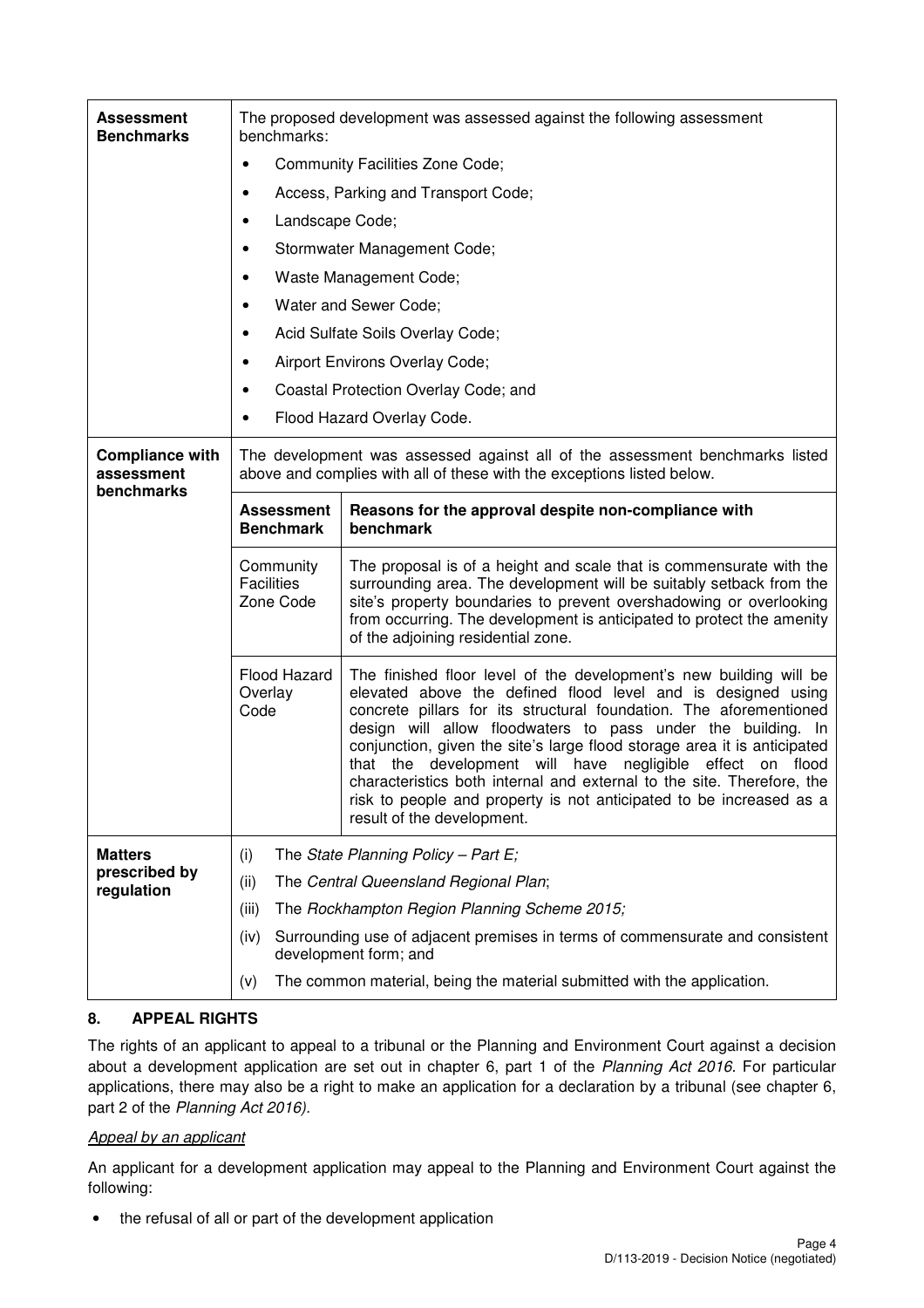| | | |
|---|---|---|
| **Assessment Benchmarks** | The proposed development was assessed against the following assessment benchmarks:<br>• Community Facilities Zone Code;<br>• Access, Parking and Transport Code;<br>• Landscape Code;<br>• Stormwater Management Code;<br>• Waste Management Code;<br>• Water and Sewer Code;<br>• Acid Sulfate Soils Overlay Code;<br>• Airport Environs Overlay Code;<br>• Coastal Protection Overlay Code; and<br>• Flood Hazard Overlay Code. | |
| **Compliance with assessment benchmarks** | The development was assessed against all of the assessment benchmarks listed above and complies with all of these with the exceptions listed below. | |
| | **Assessment Benchmark** | **Reasons for the approval despite non-compliance with benchmark** |
| | Community Facilities Zone Code | The proposal is of a height and scale that is commensurate with the surrounding area. The development will be suitably setback from the site's property boundaries to prevent overshadowing or overlooking from occurring. The development is anticipated to protect the amenity of the adjoining residential zone. |
| | Flood Hazard Overlay Code | The finished floor level of the development's new building will be elevated above the defined flood level and is designed using concrete pillars for its structural foundation. The aforementioned design will allow floodwaters to pass under the building. In conjunction, given the site's large flood storage area it is anticipated that the development will have negligible effect on flood characteristics both internal and external to the site. Therefore, the risk to people and property is not anticipated to be increased as a result of the development. |
| **Matters prescribed by regulation** | (i) The *State Planning Policy – Part E;*<br>(ii) The *Central Queensland Regional Plan*;<br>(iii) The *Rockhampton Region Planning Scheme 2015;*<br>(iv) Surrounding use of adjacent premises in terms of commensurate and consistent development form; and<br>(v) The common material, being the material submitted with the application. | |

## 8. APPEAL RIGHTS

The rights of an applicant to appeal to a tribunal or the Planning and Environment Court against a decision about a development application are set out in chapter 6, part 1 of the *Planning Act 2016*. For particular applications, there may also be a right to make an application for a declaration by a tribunal (see chapter 6, part 2 of the *Planning Act 2016).*

*Appeal by an applicant*

An applicant for a development application may appeal to the Planning and Environment Court against the following:

- the refusal of all or part of the development application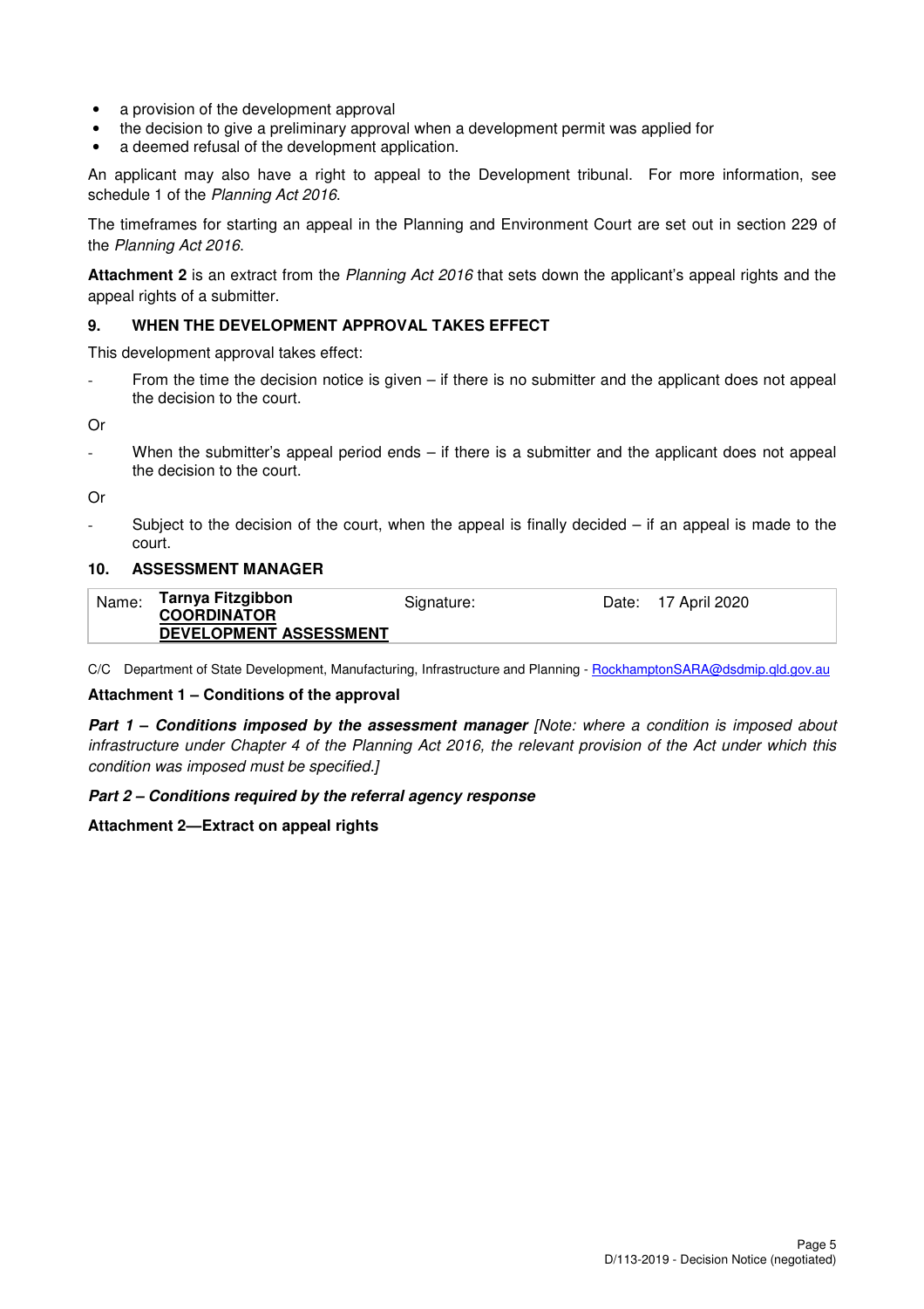- a provision of the development approval
- the decision to give a preliminary approval when a development permit was applied for
- a deemed refusal of the development application.

An applicant may also have a right to appeal to the Development tribunal. For more information, see schedule 1 of the *Planning Act 2016*.

The timeframes for starting an appeal in the Planning and Environment Court are set out in section 229 of the *Planning Act 2016*.

**Attachment 2** is an extract from the *Planning Act 2016* that sets down the applicant's appeal rights and the appeal rights of a submitter.

## 9. WHEN THE DEVELOPMENT APPROVAL TAKES EFFECT

This development approval takes effect:

- From the time the decision notice is given – if there is no submitter and the applicant does not appeal the decision to the court.

Or

- When the submitter's appeal period ends – if there is a submitter and the applicant does not appeal the decision to the court.

Or

- Subject to the decision of the court, when the appeal is finally decided – if an appeal is made to the court.

## 10. ASSESSMENT MANAGER

| | | | |
|---|---|---|---|
| Name: **Tarnya Fitzgibbon** **COORDINATOR DEVELOPMENT ASSESSMENT** | Signature: | Date: | 17 April 2020 |

C/C Department of State Development, Manufacturing, Infrastructure and Planning - RockhamptonSARA@dsdmip.qld.gov.au

**Attachment 1 – Conditions of the approval**

***Part 1 – Conditions imposed by the assessment manager*** *[Note: where a condition is imposed about infrastructure under Chapter 4 of the Planning Act 2016, the relevant provision of the Act under which this condition was imposed must be specified.]*

***Part 2 – Conditions required by the referral agency response***

**Attachment 2—Extract on appeal rights**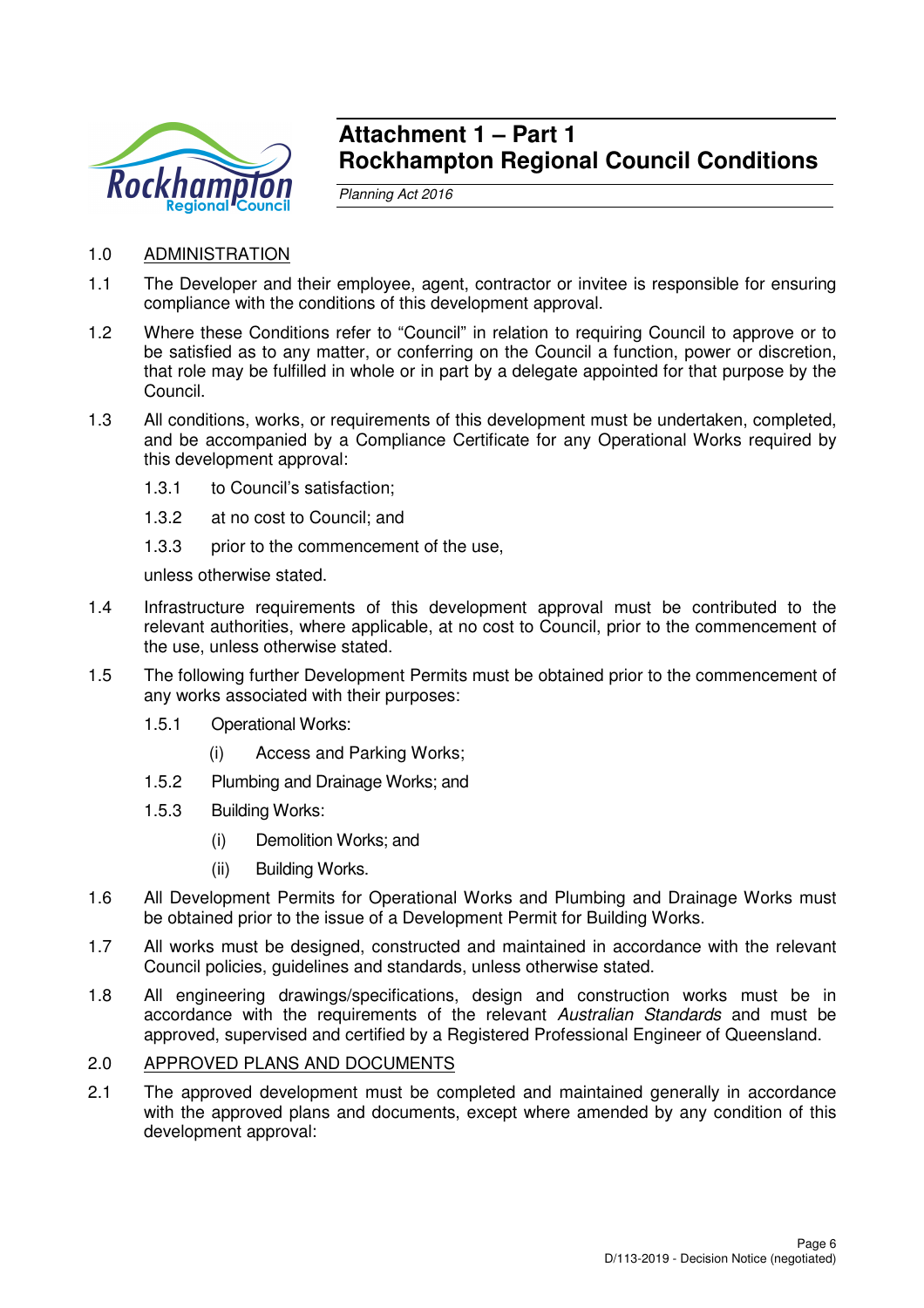# Attachment 1 – Part 1
# Rockhampton Regional Council Conditions

*Planning Act 2016*

1.0 ADMINISTRATION

1.1 The Developer and their employee, agent, contractor or invitee is responsible for ensuring compliance with the conditions of this development approval.

1.2 Where these Conditions refer to "Council" in relation to requiring Council to approve or to be satisfied as to any matter, or conferring on the Council a function, power or discretion, that role may be fulfilled in whole or in part by a delegate appointed for that purpose by the Council.

1.3 All conditions, works, or requirements of this development must be undertaken, completed, and be accompanied by a Compliance Certificate for any Operational Works required by this development approval:

1.3.1 to Council's satisfaction;

1.3.2 at no cost to Council; and

1.3.3 prior to the commencement of the use,

unless otherwise stated.

1.4 Infrastructure requirements of this development approval must be contributed to the relevant authorities, where applicable, at no cost to Council, prior to the commencement of the use, unless otherwise stated.

1.5 The following further Development Permits must be obtained prior to the commencement of any works associated with their purposes:

1.5.1 Operational Works:

(i) Access and Parking Works;

1.5.2 Plumbing and Drainage Works; and

1.5.3 Building Works:

(i) Demolition Works; and

(ii) Building Works.

1.6 All Development Permits for Operational Works and Plumbing and Drainage Works must be obtained prior to the issue of a Development Permit for Building Works.

1.7 All works must be designed, constructed and maintained in accordance with the relevant Council policies, guidelines and standards, unless otherwise stated.

1.8 All engineering drawings/specifications, design and construction works must be in accordance with the requirements of the relevant *Australian Standards* and must be approved, supervised and certified by a Registered Professional Engineer of Queensland.

2.0 APPROVED PLANS AND DOCUMENTS

2.1 The approved development must be completed and maintained generally in accordance with the approved plans and documents, except where amended by any condition of this development approval: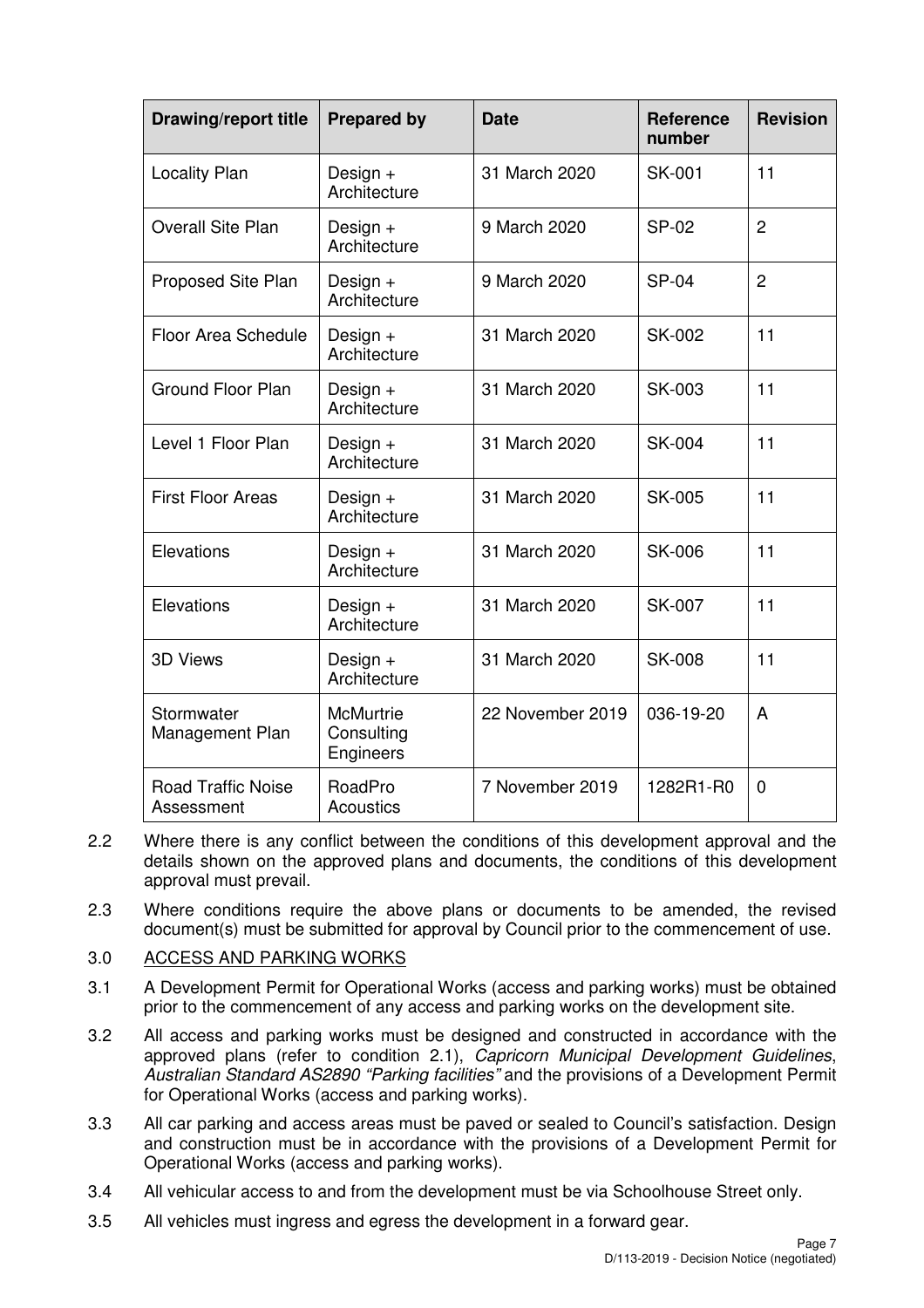| Drawing/report title | Prepared by | Date | Reference number | Revision |
|---|---|---|---|---|
| Locality Plan | Design + Architecture | 31 March 2020 | SK-001 | 11 |
| Overall Site Plan | Design + Architecture | 9 March 2020 | SP-02 | 2 |
| Proposed Site Plan | Design + Architecture | 9 March 2020 | SP-04 | 2 |
| Floor Area Schedule | Design + Architecture | 31 March 2020 | SK-002 | 11 |
| Ground Floor Plan | Design + Architecture | 31 March 2020 | SK-003 | 11 |
| Level 1 Floor Plan | Design + Architecture | 31 March 2020 | SK-004 | 11 |
| First Floor Areas | Design + Architecture | 31 March 2020 | SK-005 | 11 |
| Elevations | Design + Architecture | 31 March 2020 | SK-006 | 11 |
| Elevations | Design + Architecture | 31 March 2020 | SK-007 | 11 |
| 3D Views | Design + Architecture | 31 March 2020 | SK-008 | 11 |
| Stormwater Management Plan | McMurtrie Consulting Engineers | 22 November 2019 | 036-19-20 | A |
| Road Traffic Noise Assessment | RoadPro Acoustics | 7 November 2019 | 1282R1-R0 | 0 |

2.2 Where there is any conflict between the conditions of this development approval and the details shown on the approved plans and documents, the conditions of this development approval must prevail.

2.3 Where conditions require the above plans or documents to be amended, the revised document(s) must be submitted for approval by Council prior to the commencement of use.

3.0 ACCESS AND PARKING WORKS

3.1 A Development Permit for Operational Works (access and parking works) must be obtained prior to the commencement of any access and parking works on the development site.

3.2 All access and parking works must be designed and constructed in accordance with the approved plans (refer to condition 2.1), *Capricorn Municipal Development Guidelines*, *Australian Standard AS2890 "Parking facilities"* and the provisions of a Development Permit for Operational Works (access and parking works).

3.3 All car parking and access areas must be paved or sealed to Council's satisfaction. Design and construction must be in accordance with the provisions of a Development Permit for Operational Works (access and parking works).

3.4 All vehicular access to and from the development must be via Schoolhouse Street only.

3.5 All vehicles must ingress and egress the development in a forward gear.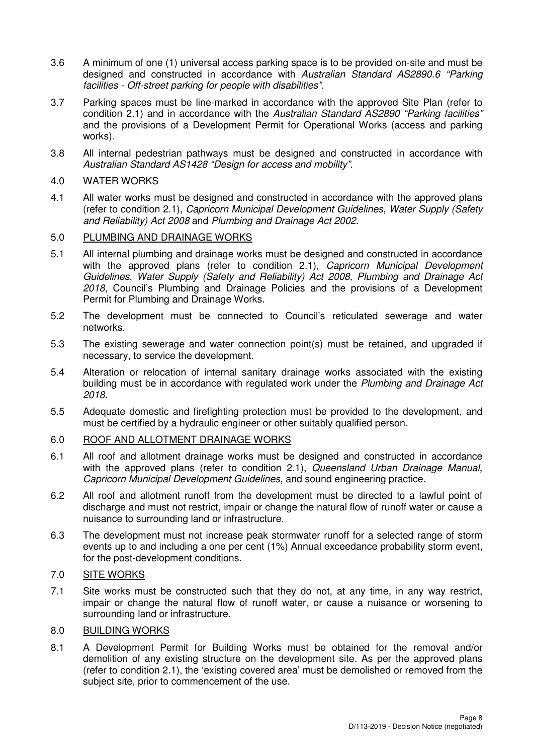3.6 A minimum of one (1) universal access parking space is to be provided on-site and must be designed and constructed in accordance with *Australian Standard AS2890.6 "Parking facilities - Off-street parking for people with disabilities"*.

3.7 Parking spaces must be line-marked in accordance with the approved Site Plan (refer to condition 2.1) and in accordance with the *Australian Standard AS2890 "Parking facilities"* and the provisions of a Development Permit for Operational Works (access and parking works).

3.8 All internal pedestrian pathways must be designed and constructed in accordance with *Australian Standard AS1428 "Design for access and mobility"*.

4.0 <u>WATER WORKS</u>

4.1 All water works must be designed and constructed in accordance with the approved plans (refer to condition 2.1), *Capricorn Municipal Development Guidelines*, *Water Supply (Safety and Reliability) Act 2008* and *Plumbing and Drainage Act 2002*.

5.0 <u>PLUMBING AND DRAINAGE WORKS</u>

5.1 All internal plumbing and drainage works must be designed and constructed in accordance with the approved plans (refer to condition 2.1), *Capricorn Municipal Development Guidelines*, *Water Supply (Safety and Reliability) Act 2008, Plumbing and Drainage Act 2018*, Council's Plumbing and Drainage Policies and the provisions of a Development Permit for Plumbing and Drainage Works.

5.2 The development must be connected to Council's reticulated sewerage and water networks.

5.3 The existing sewerage and water connection point(s) must be retained, and upgraded if necessary, to service the development.

5.4 Alteration or relocation of internal sanitary drainage works associated with the existing building must be in accordance with regulated work under the *Plumbing and Drainage Act 2018.*

5.5 Adequate domestic and firefighting protection must be provided to the development, and must be certified by a hydraulic engineer or other suitably qualified person.

6.0 <u>ROOF AND ALLOTMENT DRAINAGE WORKS</u>

6.1 All roof and allotment drainage works must be designed and constructed in accordance with the approved plans (refer to condition 2.1), *Queensland Urban Drainage Manual*, *Capricorn Municipal Development Guidelines*, and sound engineering practice.

6.2 All roof and allotment runoff from the development must be directed to a lawful point of discharge and must not restrict, impair or change the natural flow of runoff water or cause a nuisance to surrounding land or infrastructure.

6.3 The development must not increase peak stormwater runoff for a selected range of storm events up to and including a one per cent (1%) Annual exceedance probability storm event, for the post-development conditions.

7.0 <u>SITE WORKS</u>

7.1 Site works must be constructed such that they do not, at any time, in any way restrict, impair or change the natural flow of runoff water, or cause a nuisance or worsening to surrounding land or infrastructure.

8.0 <u>BUILDING WORKS</u>

8.1 A Development Permit for Building Works must be obtained for the removal and/or demolition of any existing structure on the development site. As per the approved plans (refer to condition 2.1), the 'existing covered area' must be demolished or removed from the subject site, prior to commencement of the use.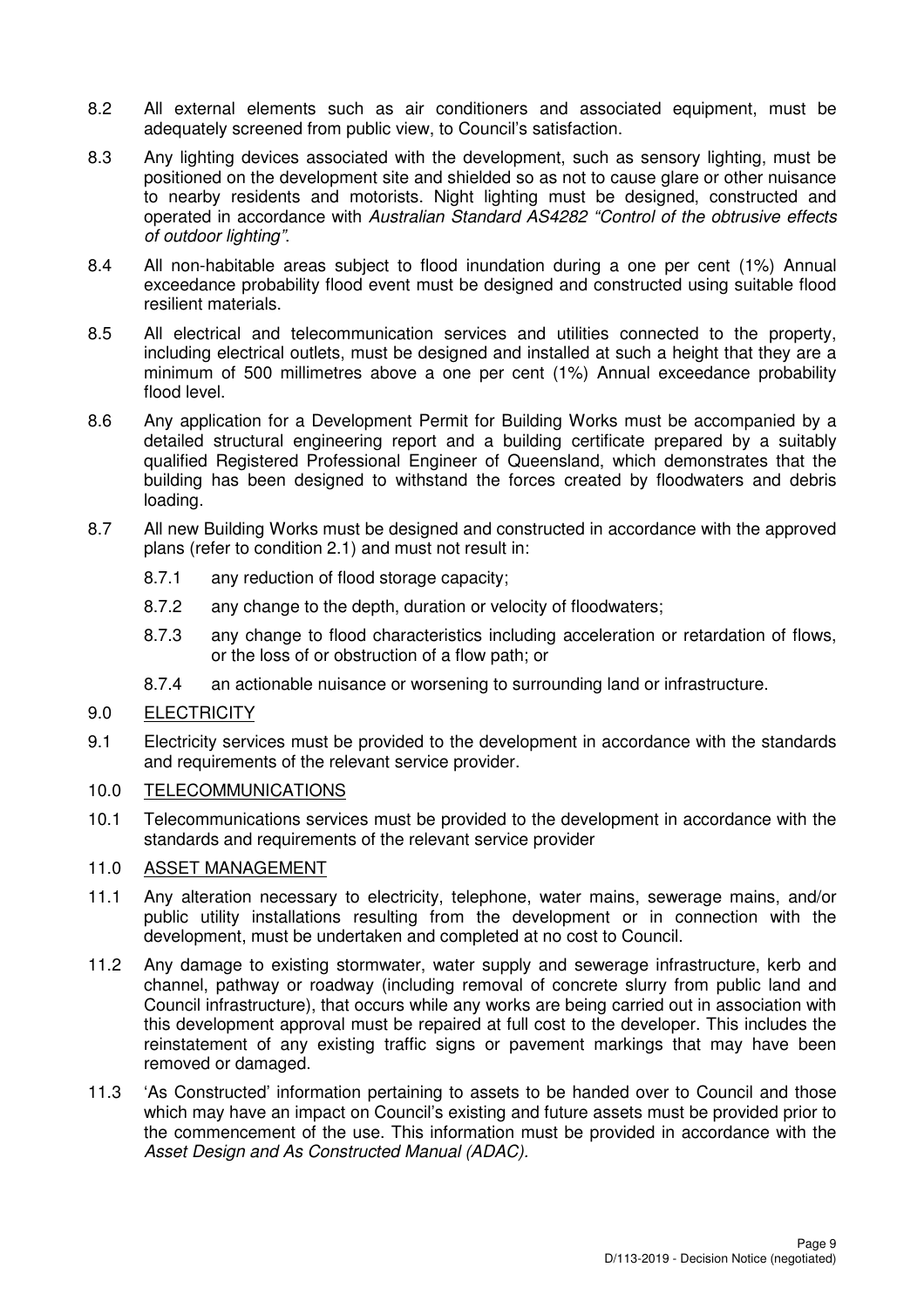8.2 All external elements such as air conditioners and associated equipment, must be adequately screened from public view, to Council's satisfaction.

8.3 Any lighting devices associated with the development, such as sensory lighting, must be positioned on the development site and shielded so as not to cause glare or other nuisance to nearby residents and motorists. Night lighting must be designed, constructed and operated in accordance with *Australian Standard AS4282 "Control of the obtrusive effects of outdoor lighting"*.

8.4 All non-habitable areas subject to flood inundation during a one per cent (1%) Annual exceedance probability flood event must be designed and constructed using suitable flood resilient materials.

8.5 All electrical and telecommunication services and utilities connected to the property, including electrical outlets, must be designed and installed at such a height that they are a minimum of 500 millimetres above a one per cent (1%) Annual exceedance probability flood level.

8.6 Any application for a Development Permit for Building Works must be accompanied by a detailed structural engineering report and a building certificate prepared by a suitably qualified Registered Professional Engineer of Queensland, which demonstrates that the building has been designed to withstand the forces created by floodwaters and debris loading.

8.7 All new Building Works must be designed and constructed in accordance with the approved plans (refer to condition 2.1) and must not result in:

- 8.7.1 any reduction of flood storage capacity;
- 8.7.2 any change to the depth, duration or velocity of floodwaters;
- 8.7.3 any change to flood characteristics including acceleration or retardation of flows, or the loss of or obstruction of a flow path; or
- 8.7.4 an actionable nuisance or worsening to surrounding land or infrastructure.

## 9.0 ELECTRICITY

9.1 Electricity services must be provided to the development in accordance with the standards and requirements of the relevant service provider.

## 10.0 TELECOMMUNICATIONS

10.1 Telecommunications services must be provided to the development in accordance with the standards and requirements of the relevant service provider

## 11.0 ASSET MANAGEMENT

11.1 Any alteration necessary to electricity, telephone, water mains, sewerage mains, and/or public utility installations resulting from the development or in connection with the development, must be undertaken and completed at no cost to Council.

11.2 Any damage to existing stormwater, water supply and sewerage infrastructure, kerb and channel, pathway or roadway (including removal of concrete slurry from public land and Council infrastructure), that occurs while any works are being carried out in association with this development approval must be repaired at full cost to the developer. This includes the reinstatement of any existing traffic signs or pavement markings that may have been removed or damaged.

11.3 'As Constructed' information pertaining to assets to be handed over to Council and those which may have an impact on Council's existing and future assets must be provided prior to the commencement of the use. This information must be provided in accordance with the *Asset Design and As Constructed Manual (ADAC).*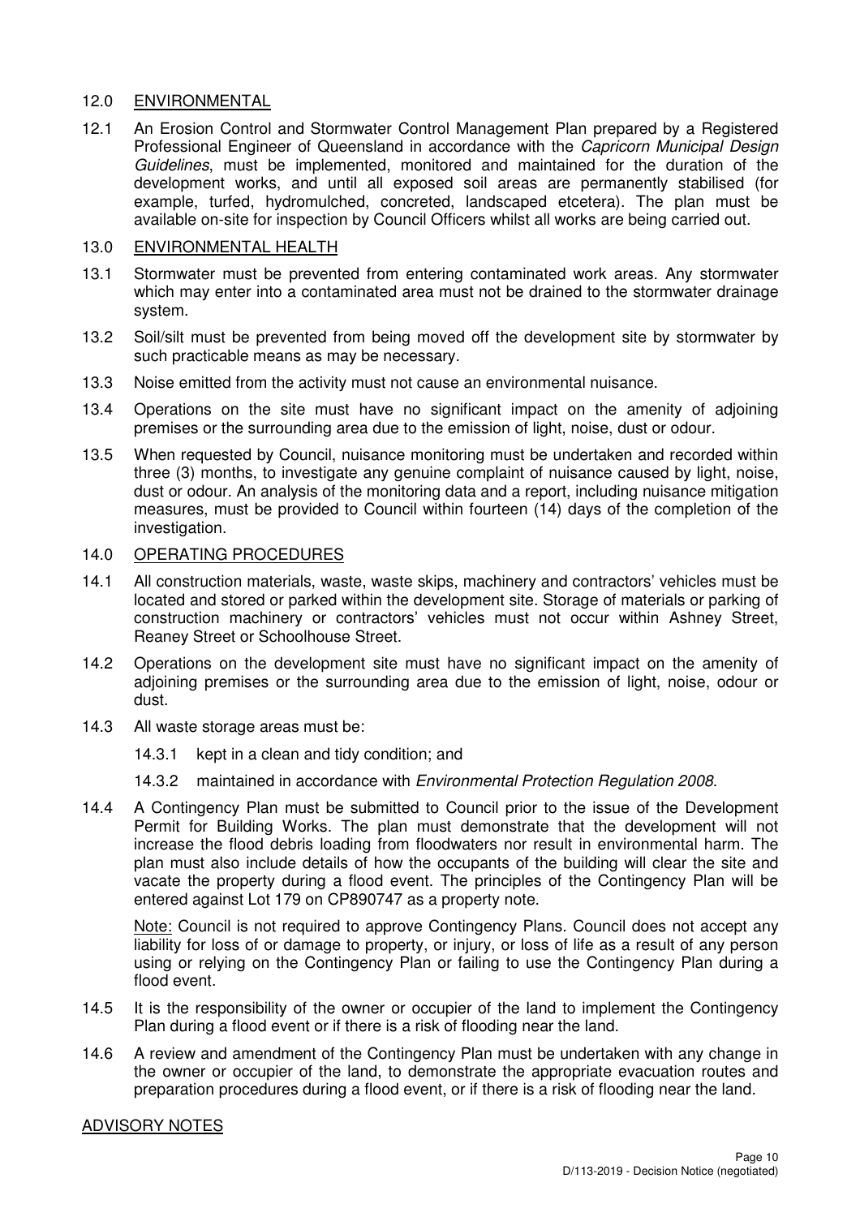## 12.0 ENVIRONMENTAL

12.1 An Erosion Control and Stormwater Control Management Plan prepared by a Registered Professional Engineer of Queensland in accordance with the *Capricorn Municipal Design Guidelines*, must be implemented, monitored and maintained for the duration of the development works, and until all exposed soil areas are permanently stabilised (for example, turfed, hydromulched, concreted, landscaped etcetera). The plan must be available on-site for inspection by Council Officers whilst all works are being carried out.

## 13.0 ENVIRONMENTAL HEALTH

13.1 Stormwater must be prevented from entering contaminated work areas. Any stormwater which may enter into a contaminated area must not be drained to the stormwater drainage system.

13.2 Soil/silt must be prevented from being moved off the development site by stormwater by such practicable means as may be necessary.

13.3 Noise emitted from the activity must not cause an environmental nuisance.

13.4 Operations on the site must have no significant impact on the amenity of adjoining premises or the surrounding area due to the emission of light, noise, dust or odour.

13.5 When requested by Council, nuisance monitoring must be undertaken and recorded within three (3) months, to investigate any genuine complaint of nuisance caused by light, noise, dust or odour. An analysis of the monitoring data and a report, including nuisance mitigation measures, must be provided to Council within fourteen (14) days of the completion of the investigation.

## 14.0 OPERATING PROCEDURES

14.1 All construction materials, waste, waste skips, machinery and contractors' vehicles must be located and stored or parked within the development site. Storage of materials or parking of construction machinery or contractors' vehicles must not occur within Ashney Street, Reaney Street or Schoolhouse Street.

14.2 Operations on the development site must have no significant impact on the amenity of adjoining premises or the surrounding area due to the emission of light, noise, odour or dust.

14.3 All waste storage areas must be:

14.3.1 kept in a clean and tidy condition; and

14.3.2 maintained in accordance with *Environmental Protection Regulation 2008*.

14.4 A Contingency Plan must be submitted to Council prior to the issue of the Development Permit for Building Works. The plan must demonstrate that the development will not increase the flood debris loading from floodwaters nor result in environmental harm. The plan must also include details of how the occupants of the building will clear the site and vacate the property during a flood event. The principles of the Contingency Plan will be entered against Lot 179 on CP890747 as a property note.

Note: Council is not required to approve Contingency Plans. Council does not accept any liability for loss of or damage to property, or injury, or loss of life as a result of any person using or relying on the Contingency Plan or failing to use the Contingency Plan during a flood event.

14.5 It is the responsibility of the owner or occupier of the land to implement the Contingency Plan during a flood event or if there is a risk of flooding near the land.

14.6 A review and amendment of the Contingency Plan must be undertaken with any change in the owner or occupier of the land, to demonstrate the appropriate evacuation routes and preparation procedures during a flood event, or if there is a risk of flooding near the land.

## ADVISORY NOTES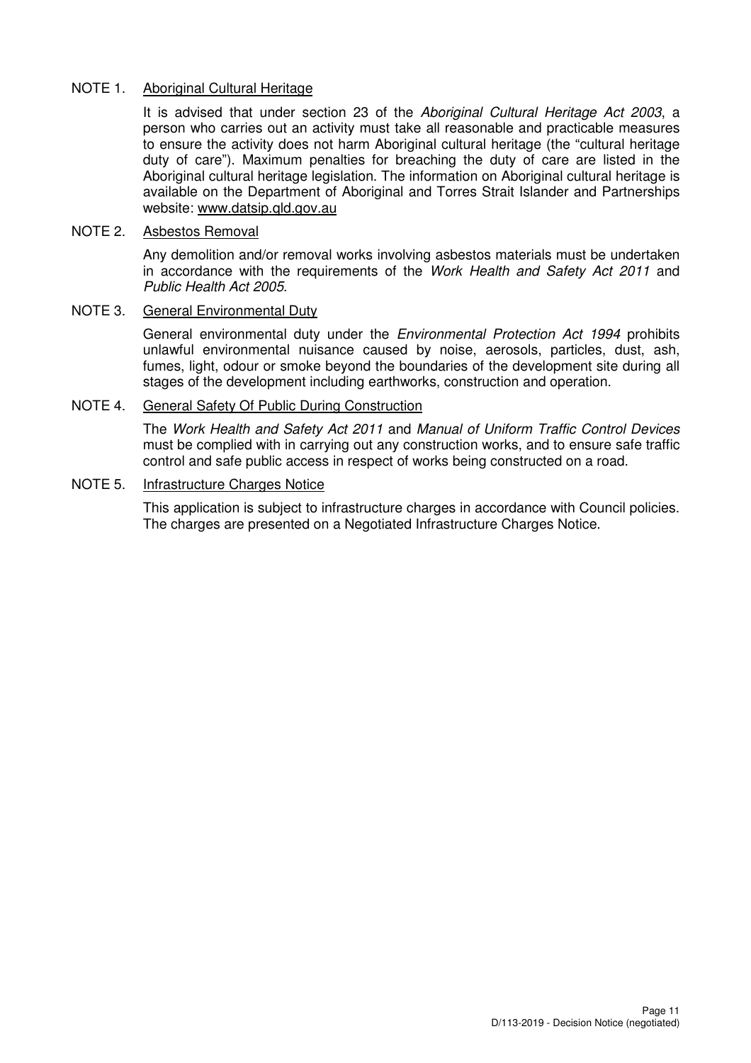NOTE 1. Aboriginal Cultural Heritage

It is advised that under section 23 of the *Aboriginal Cultural Heritage Act 2003*, a person who carries out an activity must take all reasonable and practicable measures to ensure the activity does not harm Aboriginal cultural heritage (the "cultural heritage duty of care"). Maximum penalties for breaching the duty of care are listed in the Aboriginal cultural heritage legislation. The information on Aboriginal cultural heritage is available on the Department of Aboriginal and Torres Strait Islander and Partnerships website: www.datsip.qld.gov.au

NOTE 2. Asbestos Removal

Any demolition and/or removal works involving asbestos materials must be undertaken in accordance with the requirements of the *Work Health and Safety Act 2011* and *Public Health Act 2005*.

NOTE 3. General Environmental Duty

General environmental duty under the *Environmental Protection Act 1994* prohibits unlawful environmental nuisance caused by noise, aerosols, particles, dust, ash, fumes, light, odour or smoke beyond the boundaries of the development site during all stages of the development including earthworks, construction and operation.

NOTE 4. General Safety Of Public During Construction

The *Work Health and Safety Act 2011* and *Manual of Uniform Traffic Control Devices* must be complied with in carrying out any construction works, and to ensure safe traffic control and safe public access in respect of works being constructed on a road.

NOTE 5. Infrastructure Charges Notice

This application is subject to infrastructure charges in accordance with Council policies. The charges are presented on a Negotiated Infrastructure Charges Notice.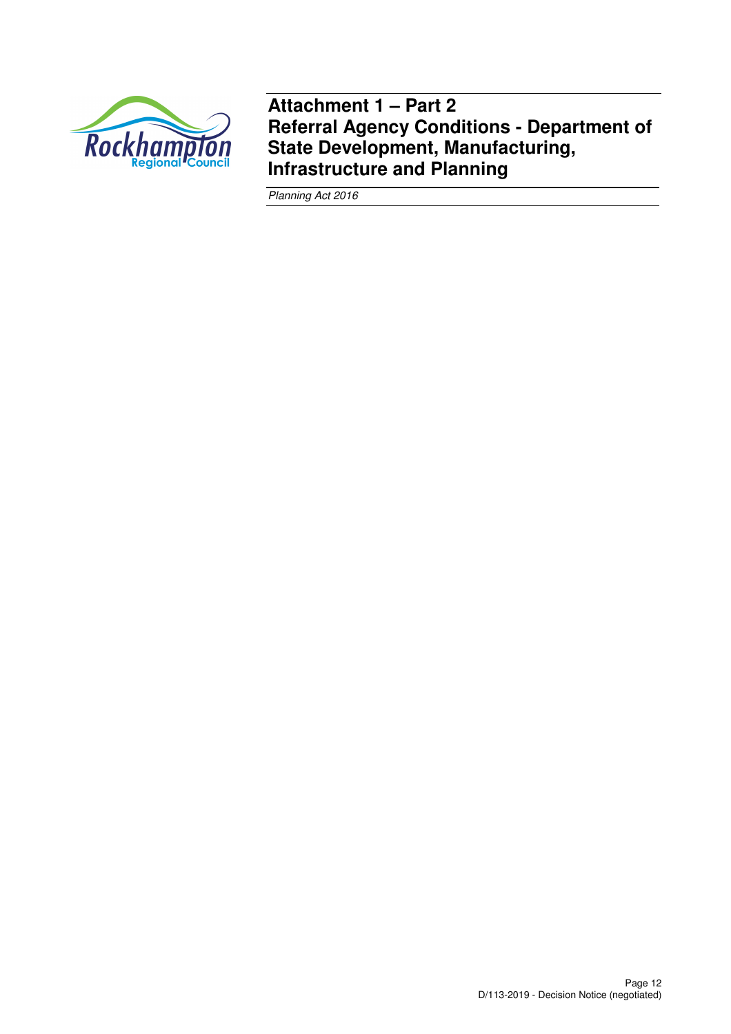# Attachment 1 – Part 2
# Referral Agency Conditions - Department of State Development, Manufacturing, Infrastructure and Planning

*Planning Act 2016*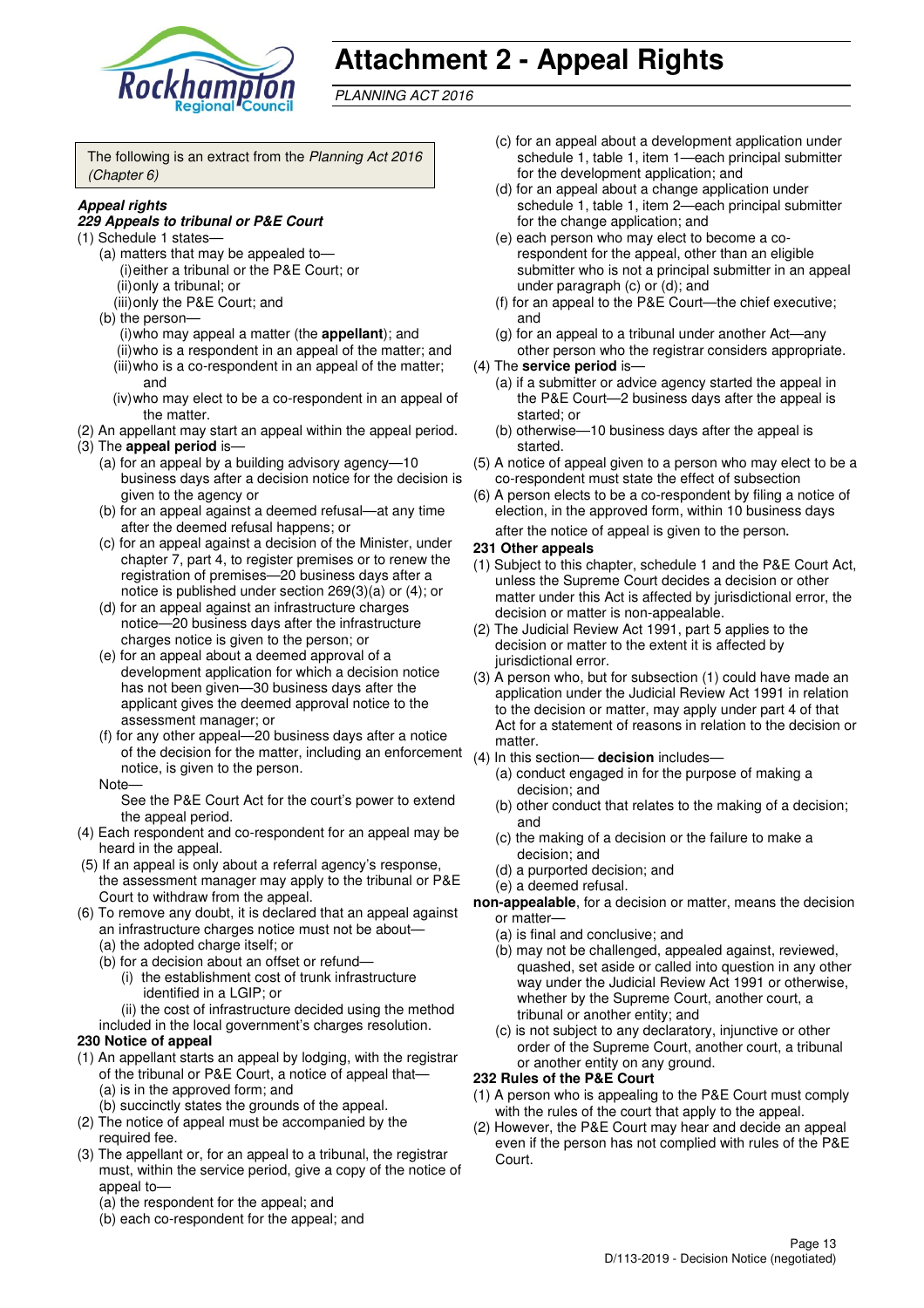# Attachment 2 - Appeal Rights

*PLANNING ACT 2016*

The following is an extract from the *Planning Act 2016 (Chapter 6)*

***Appeal rights***

***229 Appeals to tribunal or P&E Court***

(1) Schedule 1 states—

(a) matters that may be appealed to—

(i) either a tribunal or the P&E Court; or

(ii) only a tribunal; or

(iii) only the P&E Court; and

(b) the person—

(i) who may appeal a matter (the **appellant**); and

(ii) who is a respondent in an appeal of the matter; and

(iii) who is a co-respondent in an appeal of the matter; and

(iv) who may elect to be a co-respondent in an appeal of the matter.

(2) An appellant may start an appeal within the appeal period.

(3) The **appeal period** is—

(a) for an appeal by a building advisory agency—10 business days after a decision notice for the decision is given to the agency or

(b) for an appeal against a deemed refusal—at any time after the deemed refusal happens; or

(c) for an appeal against a decision of the Minister, under chapter 7, part 4, to register premises or to renew the registration of premises—20 business days after a notice is published under section 269(3)(a) or (4); or

(d) for an appeal against an infrastructure charges notice—20 business days after the infrastructure charges notice is given to the person; or

(e) for an appeal about a deemed approval of a development application for which a decision notice has not been given—30 business days after the applicant gives the deemed approval notice to the assessment manager; or

(f) for any other appeal—20 business days after a notice of the decision for the matter, including an enforcement notice, is given to the person.

Note—

See the P&E Court Act for the court's power to extend the appeal period.

(4) Each respondent and co-respondent for an appeal may be heard in the appeal.

(5) If an appeal is only about a referral agency's response, the assessment manager may apply to the tribunal or P&E Court to withdraw from the appeal.

(6) To remove any doubt, it is declared that an appeal against an infrastructure charges notice must not be about—

(a) the adopted charge itself; or

(b) for a decision about an offset or refund—

(i) the establishment cost of trunk infrastructure identified in a LGIP; or

(ii) the cost of infrastructure decided using the method included in the local government's charges resolution.

**230 Notice of appeal**

(1) An appellant starts an appeal by lodging, with the registrar of the tribunal or P&E Court, a notice of appeal that—

(a) is in the approved form; and

(b) succinctly states the grounds of the appeal.

(2) The notice of appeal must be accompanied by the required fee.

(3) The appellant or, for an appeal to a tribunal, the registrar must, within the service period, give a copy of the notice of appeal to—

(a) the respondent for the appeal; and

(b) each co-respondent for the appeal; and

(c) for an appeal about a development application under schedule 1, table 1, item 1—each principal submitter for the development application; and

(d) for an appeal about a change application under schedule 1, table 1, item 2—each principal submitter for the change application; and

(e) each person who may elect to become a co-respondent for the appeal, other than an eligible submitter who is not a principal submitter in an appeal under paragraph (c) or (d); and

(f) for an appeal to the P&E Court—the chief executive; and

(g) for an appeal to a tribunal under another Act—any other person who the registrar considers appropriate.

(4) The **service period** is—

(a) if a submitter or advice agency started the appeal in the P&E Court—2 business days after the appeal is started; or

(b) otherwise—10 business days after the appeal is started.

(5) A notice of appeal given to a person who may elect to be a co-respondent must state the effect of subsection

(6) A person elects to be a co-respondent by filing a notice of election, in the approved form, within 10 business days after the notice of appeal is given to the person.

**231 Other appeals**

(1) Subject to this chapter, schedule 1 and the P&E Court Act, unless the Supreme Court decides a decision or other matter under this Act is affected by jurisdictional error, the decision or matter is non-appealable.

(2) The Judicial Review Act 1991, part 5 applies to the decision or matter to the extent it is affected by jurisdictional error.

(3) A person who, but for subsection (1) could have made an application under the Judicial Review Act 1991 in relation to the decision or matter, may apply under part 4 of that Act for a statement of reasons in relation to the decision or matter.

(4) In this section— **decision** includes—

(a) conduct engaged in for the purpose of making a decision; and

(b) other conduct that relates to the making of a decision; and

(c) the making of a decision or the failure to make a decision; and

(d) a purported decision; and

(e) a deemed refusal.

**non-appealable**, for a decision or matter, means the decision or matter—

(a) is final and conclusive; and

(b) may not be challenged, appealed against, reviewed, quashed, set aside or called into question in any other way under the Judicial Review Act 1991 or otherwise, whether by the Supreme Court, another court, a tribunal or another entity; and

(c) is not subject to any declaratory, injunctive or other order of the Supreme Court, another court, a tribunal or another entity on any ground.

**232 Rules of the P&E Court**

(1) A person who is appealing to the P&E Court must comply with the rules of the court that apply to the appeal.

(2) However, the P&E Court may hear and decide an appeal even if the person has not complied with rules of the P&E Court.

D/113-2019 - Decision Notice (negotiated)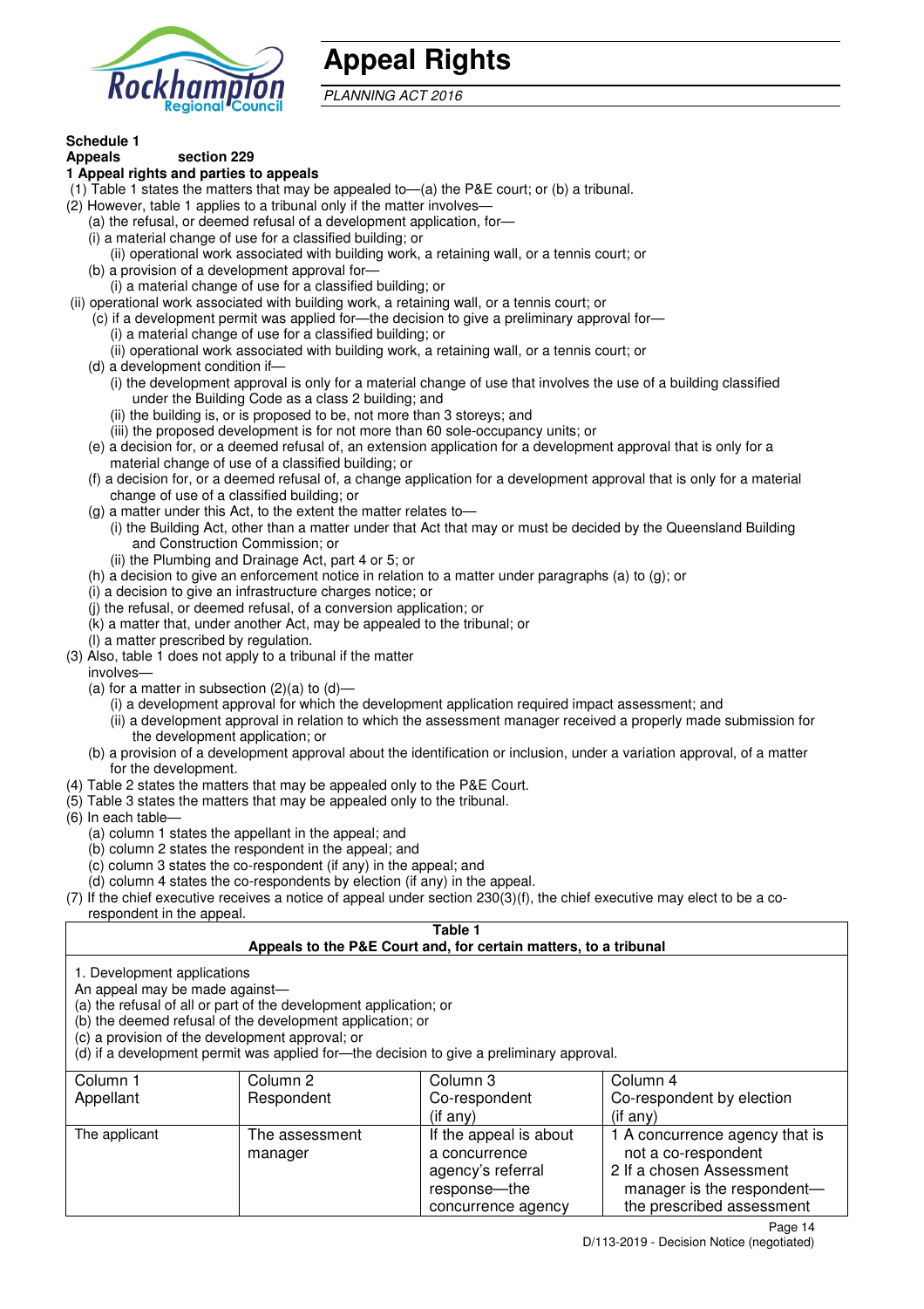# Appeal Rights

*PLANNING ACT 2016*

**Schedule 1**
**Appeals section 229**

**1 Appeal rights and parties to appeals**

(1) Table 1 states the matters that may be appealed to—(a) the P&E court; or (b) a tribunal.

(2) However, table 1 applies to a tribunal only if the matter involves—

(a) the refusal, or deemed refusal of a development application, for—

(i) a material change of use for a classified building; or

(ii) operational work associated with building work, a retaining wall, or a tennis court; or

(b) a provision of a development approval for—

(i) a material change of use for a classified building; or

(ii) operational work associated with building work, a retaining wall, or a tennis court; or

(c) if a development permit was applied for—the decision to give a preliminary approval for—

(i) a material change of use for a classified building; or

(ii) operational work associated with building work, a retaining wall, or a tennis court; or

(d) a development condition if—

(i) the development approval is only for a material change of use that involves the use of a building classified under the Building Code as a class 2 building; and

(ii) the building is, or is proposed to be, not more than 3 storeys; and

(iii) the proposed development is for not more than 60 sole-occupancy units; or

(e) a decision for, or a deemed refusal of, an extension application for a development approval that is only for a material change of use of a classified building; or

(f) a decision for, or a deemed refusal of, a change application for a development approval that is only for a material change of use of a classified building; or

(g) a matter under this Act, to the extent the matter relates to—

(i) the Building Act, other than a matter under that Act that may or must be decided by the Queensland Building and Construction Commission; or

(ii) the Plumbing and Drainage Act, part 4 or 5; or

(h) a decision to give an enforcement notice in relation to a matter under paragraphs (a) to (g); or

(i) a decision to give an infrastructure charges notice; or

(j) the refusal, or deemed refusal, of a conversion application; or

(k) a matter that, under another Act, may be appealed to the tribunal; or

(l) a matter prescribed by regulation.

(3) Also, table 1 does not apply to a tribunal if the matter involves—

(a) for a matter in subsection (2)(a) to (d)—

(i) a development approval for which the development application required impact assessment; and

(ii) a development approval in relation to which the assessment manager received a properly made submission for the development application; or

(b) a provision of a development approval about the identification or inclusion, under a variation approval, of a matter for the development.

(4) Table 2 states the matters that may be appealed only to the P&E Court.

(5) Table 3 states the matters that may be appealed only to the tribunal.

(6) In each table—

(a) column 1 states the appellant in the appeal; and

(b) column 2 states the respondent in the appeal; and

(c) column 3 states the co-respondent (if any) in the appeal; and

(d) column 4 states the co-respondents by election (if any) in the appeal.

(7) If the chief executive receives a notice of appeal under section 230(3)(f), the chief executive may elect to be a co-respondent in the appeal.

**Table 1**
**Appeals to the P&E Court and, for certain matters, to a tribunal**

1. Development applications

An appeal may be made against—

(a) the refusal of all or part of the development application; or

(b) the deemed refusal of the development application; or

(c) a provision of the development approval; or

(d) if a development permit was applied for—the decision to give a preliminary approval.

| Column 1<br>Appellant | Column 2<br>Respondent | Column 3<br>Co-respondent<br>(if any) | Column 4<br>Co-respondent by election<br>(if any) |
|---|---|---|---|
| The applicant | The assessment manager | If the appeal is about a concurrence agency's referral response—the concurrence agency | 1 A concurrence agency that is not a co-respondent<br>2 If a chosen Assessment manager is the respondent—the prescribed assessment |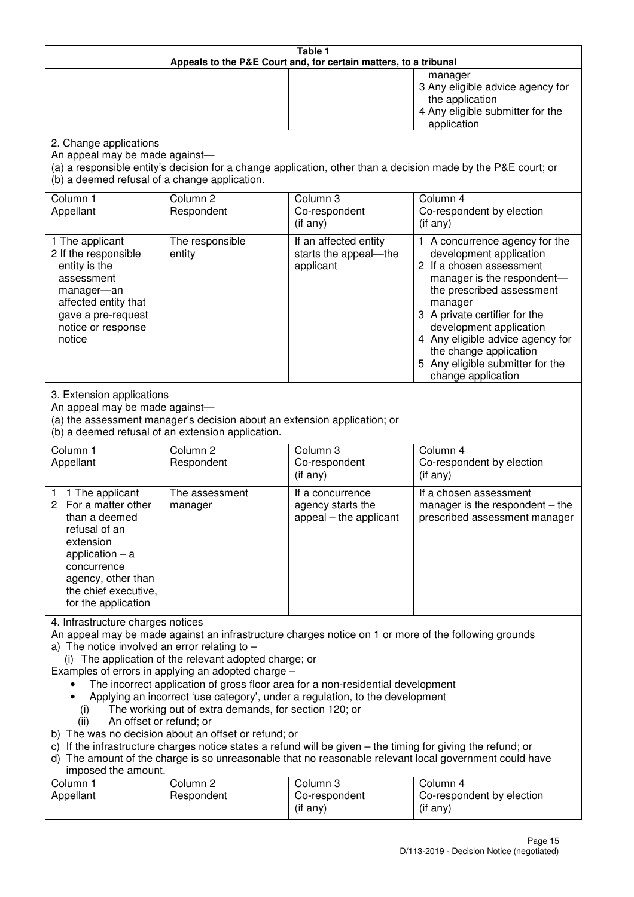**Table 1**
**Appeals to the P&E Court and, for certain matters, to a tribunal**

| | | | |
|---|---|---|---|
| | | | manager<br>3 Any eligible advice agency for the application<br>4 Any eligible submitter for the application |

2. Change applications
An appeal may be made against—
(a) a responsible entity's decision for a change application, other than a decision made by the P&E court; or
(b) a deemed refusal of a change application.

| Column 1<br>Appellant | Column 2<br>Respondent | Column 3<br>Co-respondent<br>(if any) | Column 4<br>Co-respondent by election<br>(if any) |
|---|---|---|---|
| 1 The applicant<br>2 If the responsible entity is the assessment manager—an affected entity that gave a pre-request notice or response notice | The responsible entity | If an affected entity starts the appeal—the applicant | 1 A concurrence agency for the development application<br>2 If a chosen assessment manager is the respondent—the prescribed assessment manager<br>3 A private certifier for the development application<br>4 Any eligible advice agency for the change application<br>5 Any eligible submitter for the change application |

3. Extension applications
An appeal may be made against—
(a) the assessment manager's decision about an extension application; or
(b) a deemed refusal of an extension application.

| Column 1<br>Appellant | Column 2<br>Respondent | Column 3<br>Co-respondent<br>(if any) | Column 4<br>Co-respondent by election<br>(if any) |
|---|---|---|---|
| 1 1 The applicant<br>2 For a matter other than a deemed refusal of an extension application – a concurrence agency, other than the chief executive, for the application | The assessment manager | If a concurrence agency starts the appeal – the applicant | If a chosen assessment manager is the respondent – the prescribed assessment manager |

4. Infrastructure charges notices
An appeal may be made against an infrastructure charges notice on 1 or more of the following grounds
a) The notice involved an error relating to –
(i) The application of the relevant adopted charge; or
Examples of errors in applying an adopted charge –
- The incorrect application of gross floor area for a non-residential development
- Applying an incorrect 'use category', under a regulation, to the development
(i) The working out of extra demands, for section 120; or
(ii) An offset or refund; or
b) The was no decision about an offset or refund; or
c) If the infrastructure charges notice states a refund will be given – the timing for giving the refund; or
d) The amount of the charge is so unreasonable that no reasonable relevant local government could have imposed the amount.

| Column 1<br>Appellant | Column 2<br>Respondent | Column 3<br>Co-respondent<br>(if any) | Column 4<br>Co-respondent by election<br>(if any) |
|---|---|---|---|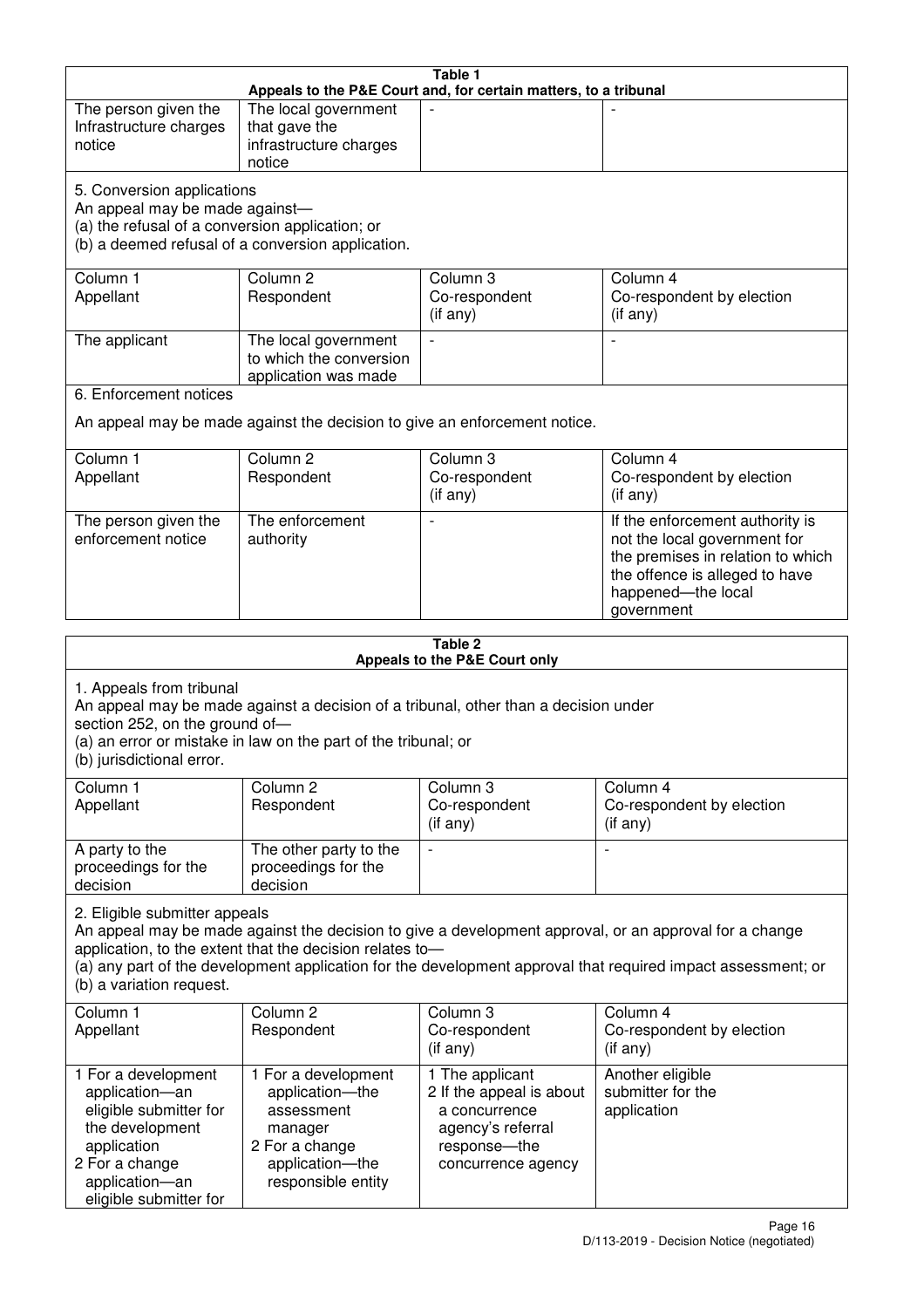**Table 1**
**Appeals to the P&E Court and, for certain matters, to a tribunal**

| | | | |
|---|---|---|---|
| The person given the Infrastructure charges notice | The local government that gave the infrastructure charges notice | - | - |

5. Conversion applications
An appeal may be made against—
(a) the refusal of a conversion application; or
(b) a deemed refusal of a conversion application.

| Column 1 Appellant | Column 2 Respondent | Column 3 Co-respondent (if any) | Column 4 Co-respondent by election (if any) |
|---|---|---|---|
| The applicant | The local government to which the conversion application was made | - | - |

6. Enforcement notices

An appeal may be made against the decision to give an enforcement notice.

| Column 1 Appellant | Column 2 Respondent | Column 3 Co-respondent (if any) | Column 4 Co-respondent by election (if any) |
|---|---|---|---|
| The person given the enforcement notice | The enforcement authority | - | If the enforcement authority is not the local government for the premises in relation to which the offence is alleged to have happened—the local government |

**Table 2**
**Appeals to the P&E Court only**

1. Appeals from tribunal
An appeal may be made against a decision of a tribunal, other than a decision under section 252, on the ground of—
(a) an error or mistake in law on the part of the tribunal; or
(b) jurisdictional error.

| Column 1 Appellant | Column 2 Respondent | Column 3 Co-respondent (if any) | Column 4 Co-respondent by election (if any) |
|---|---|---|---|
| A party to the proceedings for the decision | The other party to the proceedings for the decision | - | - |

2. Eligible submitter appeals
An appeal may be made against the decision to give a development approval, or an approval for a change application, to the extent that the decision relates to—
(a) any part of the development application for the development approval that required impact assessment; or
(b) a variation request.

| Column 1 Appellant | Column 2 Respondent | Column 3 Co-respondent (if any) | Column 4 Co-respondent by election (if any) |
|---|---|---|---|
| 1 For a development application—an eligible submitter for the development application<br>2 For a change application—an eligible submitter for | 1 For a development application—the assessment manager<br>2 For a change application—the responsible entity | 1 The applicant<br>2 If the appeal is about a concurrence agency's referral response—the concurrence agency | Another eligible submitter for the application |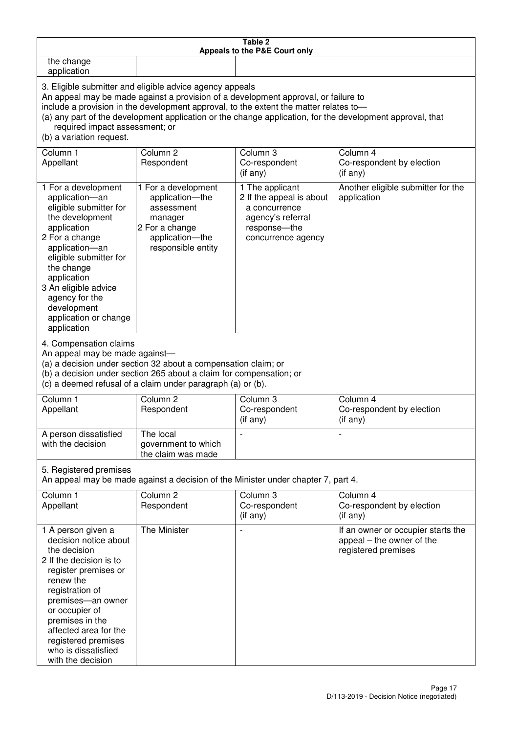**Table 2**
**Appeals to the P&E Court only**

| | | | |
|---|---|---|---|
| the change application | | | |

3. Eligible submitter and eligible advice agency appeals
An appeal may be made against a provision of a development approval, or failure to include a provision in the development approval, to the extent the matter relates to—
(a) any part of the development application or the change application, for the development approval, that required impact assessment; or
(b) a variation request.

| Column 1<br>Appellant | Column 2<br>Respondent | Column 3<br>Co-respondent<br>(if any) | Column 4<br>Co-respondent by election<br>(if any) |
|---|---|---|---|
| 1 For a development application—an eligible submitter for the development application<br>2 For a change application—an eligible submitter for the change application<br>3 An eligible advice agency for the development application or change application | 1 For a development application—the assessment manager<br>2 For a change application—the responsible entity | 1 The applicant<br>2 If the appeal is about a concurrence agency's referral response—the concurrence agency | Another eligible submitter for the application |

4. Compensation claims
An appeal may be made against—
(a) a decision under section 32 about a compensation claim; or
(b) a decision under section 265 about a claim for compensation; or
(c) a deemed refusal of a claim under paragraph (a) or (b).

| Column 1<br>Appellant | Column 2<br>Respondent | Column 3<br>Co-respondent<br>(if any) | Column 4<br>Co-respondent by election<br>(if any) |
|---|---|---|---|
| A person dissatisfied with the decision | The local government to which the claim was made | - | - |

5. Registered premises
An appeal may be made against a decision of the Minister under chapter 7, part 4.

| Column 1<br>Appellant | Column 2<br>Respondent | Column 3<br>Co-respondent<br>(if any) | Column 4<br>Co-respondent by election<br>(if any) |
|---|---|---|---|
| 1 A person given a decision notice about the decision<br>2 If the decision is to register premises or renew the registration of premises—an owner or occupier of premises in the affected area for the registered premises who is dissatisfied with the decision | The Minister | - | If an owner or occupier starts the appeal – the owner of the registered premises |

D/113-2019 - Decision Notice (negotiated)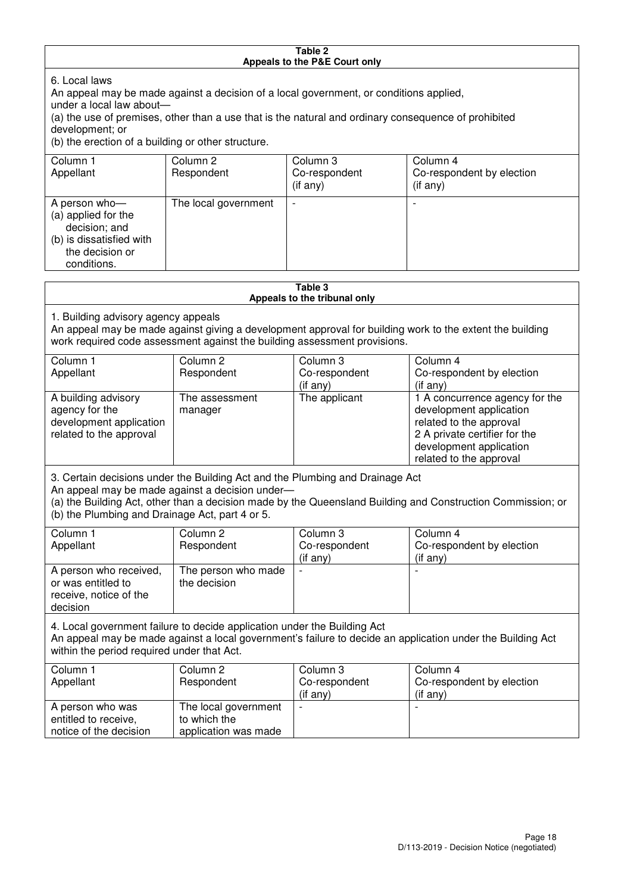**Table 2**
**Appeals to the P&E Court only**

6. Local laws

An appeal may be made against a decision of a local government, or conditions applied, under a local law about—

(a) the use of premises, other than a use that is the natural and ordinary consequence of prohibited development; or

(b) the erection of a building or other structure.

| Column 1<br>Appellant | Column 2<br>Respondent | Column 3<br>Co-respondent<br>(if any) | Column 4<br>Co-respondent by election<br>(if any) |
|---|---|---|---|
| A person who—<br>(a) applied for the decision; and<br>(b) is dissatisfied with the decision or conditions. | The local government | - | - |

**Table 3**
**Appeals to the tribunal only**

1. Building advisory agency appeals

An appeal may be made against giving a development approval for building work to the extent the building work required code assessment against the building assessment provisions.

| Column 1<br>Appellant | Column 2<br>Respondent | Column 3<br>Co-respondent<br>(if any) | Column 4<br>Co-respondent by election<br>(if any) |
|---|---|---|---|
| A building advisory agency for the development application related to the approval | The assessment manager | The applicant | 1 A concurrence agency for the development application related to the approval<br>2 A private certifier for the development application related to the approval |

3. Certain decisions under the Building Act and the Plumbing and Drainage Act

An appeal may be made against a decision under—

(a) the Building Act, other than a decision made by the Queensland Building and Construction Commission; or

(b) the Plumbing and Drainage Act, part 4 or 5.

| Column 1<br>Appellant | Column 2<br>Respondent | Column 3<br>Co-respondent<br>(if any) | Column 4<br>Co-respondent by election<br>(if any) |
|---|---|---|---|
| A person who received, or was entitled to receive, notice of the decision | The person who made the decision | - | - |

4. Local government failure to decide application under the Building Act

An appeal may be made against a local government's failure to decide an application under the Building Act within the period required under that Act.

| Column 1<br>Appellant | Column 2<br>Respondent | Column 3<br>Co-respondent<br>(if any) | Column 4<br>Co-respondent by election<br>(if any) |
|---|---|---|---|
| A person who was entitled to receive, notice of the decision | The local government to which the application was made | - | - |

D/113-2019 - Decision Notice (negotiated)